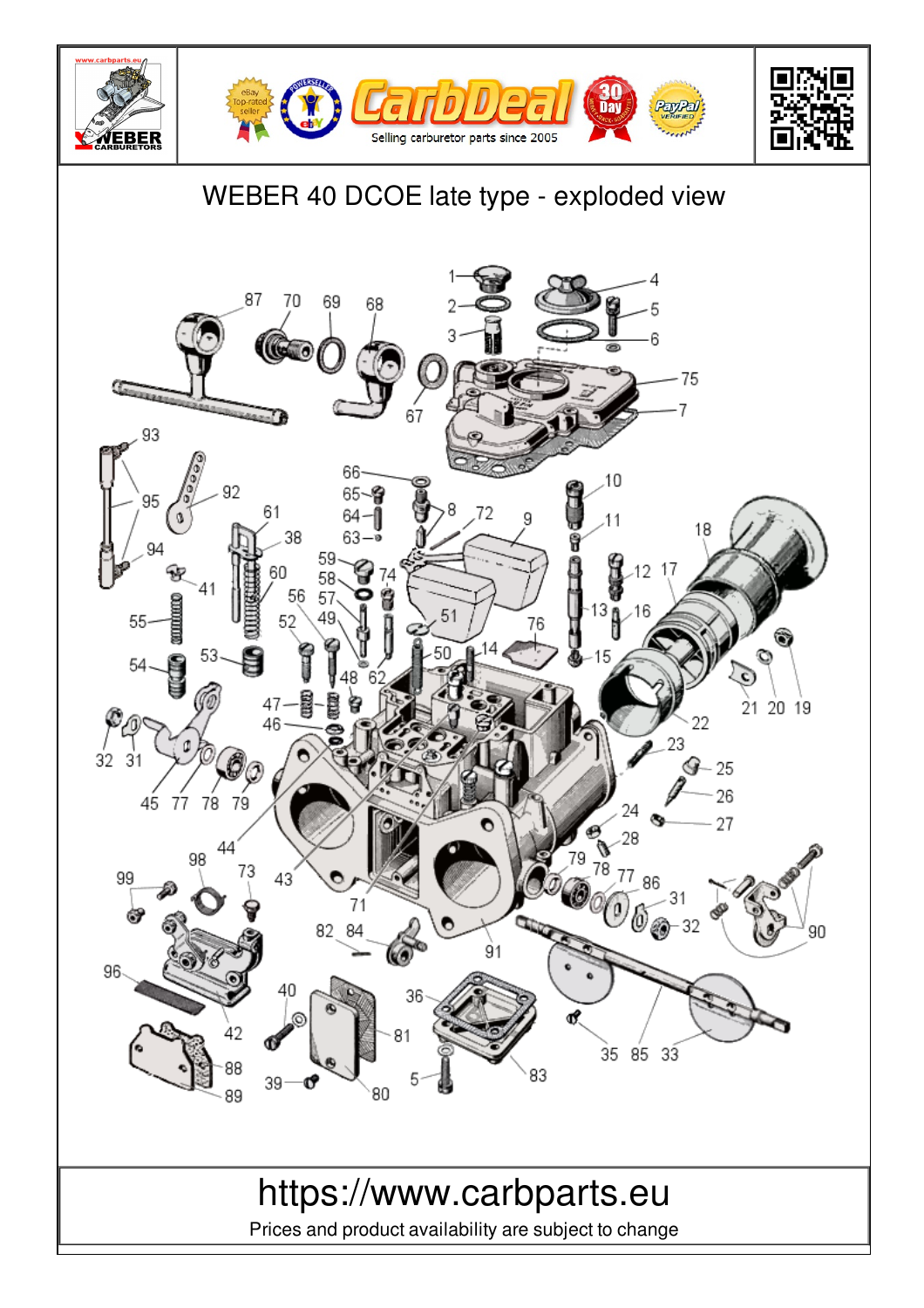# WEBER 40 DCOE late type - exploded view

https://www.carbparts.eu

Prices and product availability are subject to change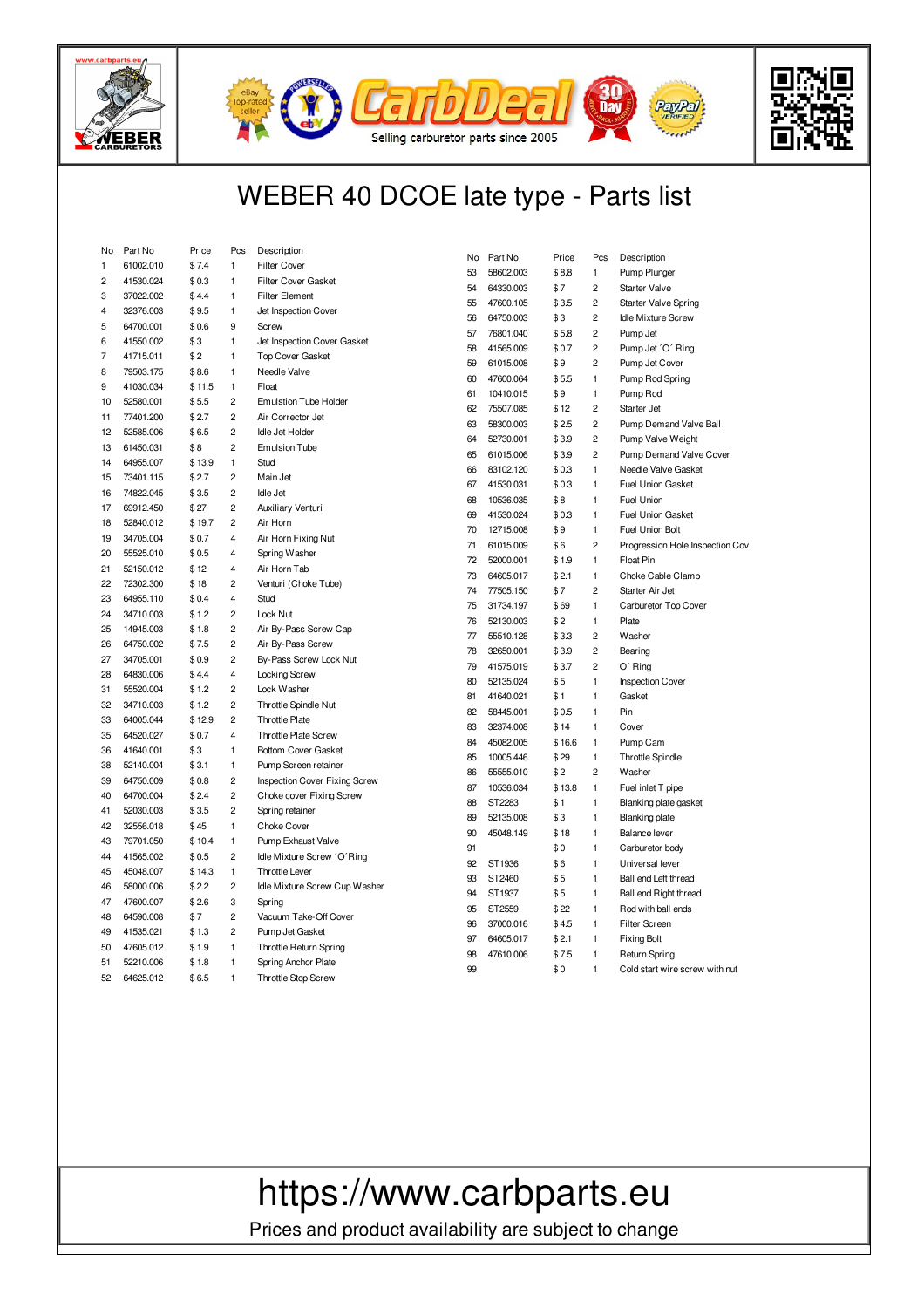# WEBER 40 DCOE late type - Parts list

| No | Part No | Price | Pcs | Description |
|---|---|---|---|---|
| 1 | 61002.010 | $ 7.4 | 1 | Filter Cover |
| 2 | 41530.024 | $ 0.3 | 1 | Filter Cover Gasket |
| 3 | 37022.002 | $ 4.4 | 1 | Filter Element |
| 4 | 32376.003 | $ 9.5 | 1 | Jet Inspection Cover |
| 5 | 64700.001 | $ 0.6 | 9 | Screw |
| 6 | 41550.002 | $ 3 | 1 | Jet Inspection Cover Gasket |
| 7 | 41715.011 | $ 2 | 1 | Top Cover Gasket |
| 8 | 79503.175 | $ 8.6 | 1 | Needle Valve |
| 9 | 41030.034 | $ 11.5 | 1 | Float |
| 10 | 52580.001 | $ 5.5 | 2 | Emulstion Tube Holder |
| 11 | 77401.200 | $ 2.7 | 2 | Air Corrector Jet |
| 12 | 52585.006 | $ 6.5 | 2 | Idle Jet Holder |
| 13 | 61450.031 | $ 8 | 2 | Emulsion Tube |
| 14 | 64955.007 | $ 13.9 | 1 | Stud |
| 15 | 73401.115 | $ 2.7 | 2 | Main Jet |
| 16 | 74822.045 | $ 3.5 | 2 | Idle Jet |
| 17 | 69912.450 | $ 27 | 2 | Auxiliary Venturi |
| 18 | 52840.012 | $ 19.7 | 2 | Air Horn |
| 19 | 34705.004 | $ 0.7 | 4 | Air Horn Fixing Nut |
| 20 | 55525.010 | $ 0.5 | 4 | Spring Washer |
| 21 | 52150.012 | $ 12 | 4 | Air Horn Tab |
| 22 | 72302.300 | $ 18 | 2 | Venturi (Choke Tube) |
| 23 | 64955.110 | $ 0.4 | 4 | Stud |
| 24 | 34710.003 | $ 1.2 | 2 | Lock Nut |
| 25 | 14945.003 | $ 1.8 | 2 | Air By-Pass Screw Cap |
| 26 | 64750.002 | $ 7.5 | 2 | Air By-Pass Screw |
| 27 | 34705.001 | $ 0.9 | 2 | By-Pass Screw Lock Nut |
| 28 | 64830.006 | $ 4.4 | 4 | Locking Screw |
| 31 | 55520.004 | $ 1.2 | 2 | Lock Washer |
| 32 | 34710.003 | $ 1.2 | 2 | Throttle Spindle Nut |
| 33 | 64005.044 | $ 12.9 | 2 | Throttle Plate |
| 35 | 64520.027 | $ 0.7 | 4 | Throttle Plate Screw |
| 36 | 41640.001 | $ 3 | 1 | Bottom Cover Gasket |
| 38 | 52140.004 | $ 3.1 | 1 | Pump Screen retainer |
| 39 | 64750.009 | $ 0.8 | 2 | Inspection Cover Fixing Screw |
| 40 | 64700.004 | $ 2.4 | 2 | Choke cover Fixing Screw |
| 41 | 52030.003 | $ 3.5 | 2 | Spring retainer |
| 42 | 32556.018 | $ 45 | 1 | Choke Cover |
| 43 | 79701.050 | $ 10.4 | 1 | Pump Exhaust Valve |
| 44 | 41565.002 | $ 0.5 | 2 | Idle Mixture Screw ´O´Ring |
| 45 | 45048.007 | $ 14.3 | 1 | Throttle Lever |
| 46 | 58000.006 | $ 2.2 | 2 | Idle Mixture Screw Cup Washer |
| 47 | 47600.007 | $ 2.6 | 3 | Spring |
| 48 | 64590.008 | $ 7 | 2 | Vacuum Take-Off Cover |
| 49 | 41535.021 | $ 1.3 | 2 | Pump Jet Gasket |
| 50 | 47605.012 | $ 1.9 | 1 | Throttle Return Spring |
| 51 | 52210.006 | $ 1.8 | 1 | Spring Anchor Plate |
| 52 | 64625.012 | $ 6.5 | 1 | Throttle Stop Screw |
| 53 | 58602.003 | $ 8.8 | 1 | Pump Plunger |
| 54 | 64330.003 | $ 7 | 2 | Starter Valve |
| 55 | 47600.105 | $ 3.5 | 2 | Starter Valve Spring |
| 56 | 64750.003 | $ 3 | 2 | Idle Mixture Screw |
| 57 | 76801.040 | $ 5.8 | 2 | Pump Jet |
| 58 | 41565.009 | $ 0.7 | 2 | Pump Jet ´O´ Ring |
| 59 | 61015.008 | $ 9 | 2 | Pump Jet Cover |
| 60 | 47600.064 | $ 5.5 | 1 | Pump Rod Spring |
| 61 | 10410.015 | $ 9 | 1 | Pump Rod |
| 62 | 75507.085 | $ 12 | 2 | Starter Jet |
| 63 | 58300.003 | $ 2.5 | 2 | Pump Demand Valve Ball |
| 64 | 52730.001 | $ 3.9 | 2 | Pump Valve Weight |
| 65 | 61015.006 | $ 3.9 | 2 | Pump Demand Valve Cover |
| 66 | 83102.120 | $ 0.3 | 1 | Needle Valve Gasket |
| 67 | 41530.031 | $ 0.3 | 1 | Fuel Union Gasket |
| 68 | 10536.035 | $ 8 | 1 | Fuel Union |
| 69 | 41530.024 | $ 0.3 | 1 | Fuel Union Gasket |
| 70 | 12715.008 | $ 9 | 1 | Fuel Union Bolt |
| 71 | 61015.009 | $ 6 | 2 | Progression Hole Inspection Cov |
| 72 | 52000.001 | $ 1.9 | 1 | Float Pin |
| 73 | 64605.017 | $ 2.1 | 1 | Choke Cable Clamp |
| 74 | 77505.150 | $ 7 | 2 | Starter Air Jet |
| 75 | 31734.197 | $ 69 | 1 | Carburetor Top Cover |
| 76 | 52130.003 | $ 2 | 1 | Plate |
| 77 | 55510.128 | $ 3.3 | 2 | Washer |
| 78 | 32650.001 | $ 3.9 | 2 | Bearing |
| 79 | 41575.019 | $ 3.7 | 2 | O´ Ring |
| 80 | 52135.024 | $ 5 | 1 | Inspection Cover |
| 81 | 41640.021 | $ 1 | 1 | Gasket |
| 82 | 58445.001 | $ 0.5 | 1 | Pin |
| 83 | 32374.008 | $ 14 | 1 | Cover |
| 84 | 45082.005 | $ 16.6 | 1 | Pump Cam |
| 85 | 10005.446 | $ 29 | 1 | Throttle Spindle |
| 86 | 55555.010 | $ 2 | 2 | Washer |
| 87 | 10536.034 | $ 13.8 | 1 | Fuel inlet T pipe |
| 88 | ST2283 | $ 1 | 1 | Blanking plate gasket |
| 89 | 52135.008 | $ 3 | 1 | Blanking plate |
| 90 | 45048.149 | $ 18 | 1 | Balance lever |
| 91 | | $ 0 | 1 | Carburetor body |
| 92 | ST1936 | $ 6 | 1 | Universal lever |
| 93 | ST2460 | $ 5 | 1 | Ball end Left thread |
| 94 | ST1937 | $ 5 | 1 | Ball end Right thread |
| 95 | ST2559 | $ 22 | 1 | Rod with ball ends |
| 96 | 37000.016 | $ 4.5 | 1 | Filter Screen |
| 97 | 64605.017 | $ 2.1 | 1 | Fixing Bolt |
| 98 | 47610.006 | $ 7.5 | 1 | Return Spring |
| 99 | | $ 0 | 1 | Cold start wire screw with nut |

https://www.carbparts.eu

Prices and product availability are subject to change